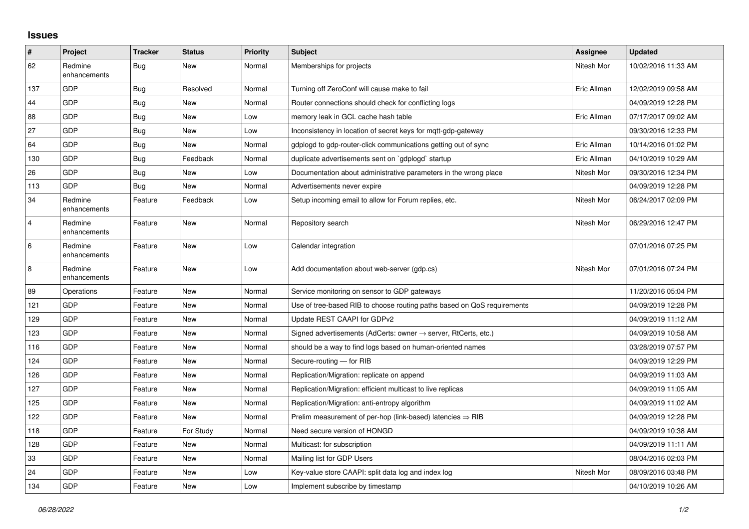## Issues

| # | Project | Tracker | Status | Priority | Subject | Assignee | Updated |
|---|---|---|---|---|---|---|---|
| 62 | Redmine enhancements | Bug | New | Normal | Memberships for projects | Nitesh Mor | 10/02/2016 11:33 AM |
| 137 | GDP | Bug | Resolved | Normal | Turning off ZeroConf will cause make to fail | Eric Allman | 12/02/2019 09:58 AM |
| 44 | GDP | Bug | New | Normal | Router connections should check for conflicting logs | | 04/09/2019 12:28 PM |
| 88 | GDP | Bug | New | Low | memory leak in GCL cache hash table | Eric Allman | 07/17/2017 09:02 AM |
| 27 | GDP | Bug | New | Low | Inconsistency in location of secret keys for mqtt-gdp-gateway | | 09/30/2016 12:33 PM |
| 64 | GDP | Bug | New | Normal | gdplogd to gdp-router-click communications getting out of sync | Eric Allman | 10/14/2016 01:02 PM |
| 130 | GDP | Bug | Feedback | Normal | duplicate advertisements sent on `gdplogd` startup | Eric Allman | 04/10/2019 10:29 AM |
| 26 | GDP | Bug | New | Low | Documentation about administrative parameters in the wrong place | Nitesh Mor | 09/30/2016 12:34 PM |
| 113 | GDP | Bug | New | Normal | Advertisements never expire | | 04/09/2019 12:28 PM |
| 34 | Redmine enhancements | Feature | Feedback | Low | Setup incoming email to allow for Forum replies, etc. | Nitesh Mor | 06/24/2017 02:09 PM |
| 4 | Redmine enhancements | Feature | New | Normal | Repository search | Nitesh Mor | 06/29/2016 12:47 PM |
| 6 | Redmine enhancements | Feature | New | Low | Calendar integration | | 07/01/2016 07:25 PM |
| 8 | Redmine enhancements | Feature | New | Low | Add documentation about web-server (gdp.cs) | Nitesh Mor | 07/01/2016 07:24 PM |
| 89 | Operations | Feature | New | Normal | Service monitoring on sensor to GDP gateways | | 11/20/2016 05:04 PM |
| 121 | GDP | Feature | New | Normal | Use of tree-based RIB to choose routing paths based on QoS requirements | | 04/09/2019 12:28 PM |
| 129 | GDP | Feature | New | Normal | Update REST CAAPI for GDPv2 | | 04/09/2019 11:12 AM |
| 123 | GDP | Feature | New | Normal | Signed advertisements (AdCerts: owner → server, RtCerts, etc.) | | 04/09/2019 10:58 AM |
| 116 | GDP | Feature | New | Normal | should be a way to find logs based on human-oriented names | | 03/28/2019 07:57 PM |
| 124 | GDP | Feature | New | Normal | Secure-routing — for RIB | | 04/09/2019 12:29 PM |
| 126 | GDP | Feature | New | Normal | Replication/Migration: replicate on append | | 04/09/2019 11:03 AM |
| 127 | GDP | Feature | New | Normal | Replication/Migration: efficient multicast to live replicas | | 04/09/2019 11:05 AM |
| 125 | GDP | Feature | New | Normal | Replication/Migration: anti-entropy algorithm | | 04/09/2019 11:02 AM |
| 122 | GDP | Feature | New | Normal | Prelim measurement of per-hop (link-based) latencies ⇒ RIB | | 04/09/2019 12:28 PM |
| 118 | GDP | Feature | For Study | Normal | Need secure version of HONGD | | 04/09/2019 10:38 AM |
| 128 | GDP | Feature | New | Normal | Multicast: for subscription | | 04/09/2019 11:11 AM |
| 33 | GDP | Feature | New | Normal | Mailing list for GDP Users | | 08/04/2016 02:03 PM |
| 24 | GDP | Feature | New | Low | Key-value store CAAPI: split data log and index log | Nitesh Mor | 08/09/2016 03:48 PM |
| 134 | GDP | Feature | New | Low | Implement subscribe by timestamp | | 04/10/2019 10:26 AM |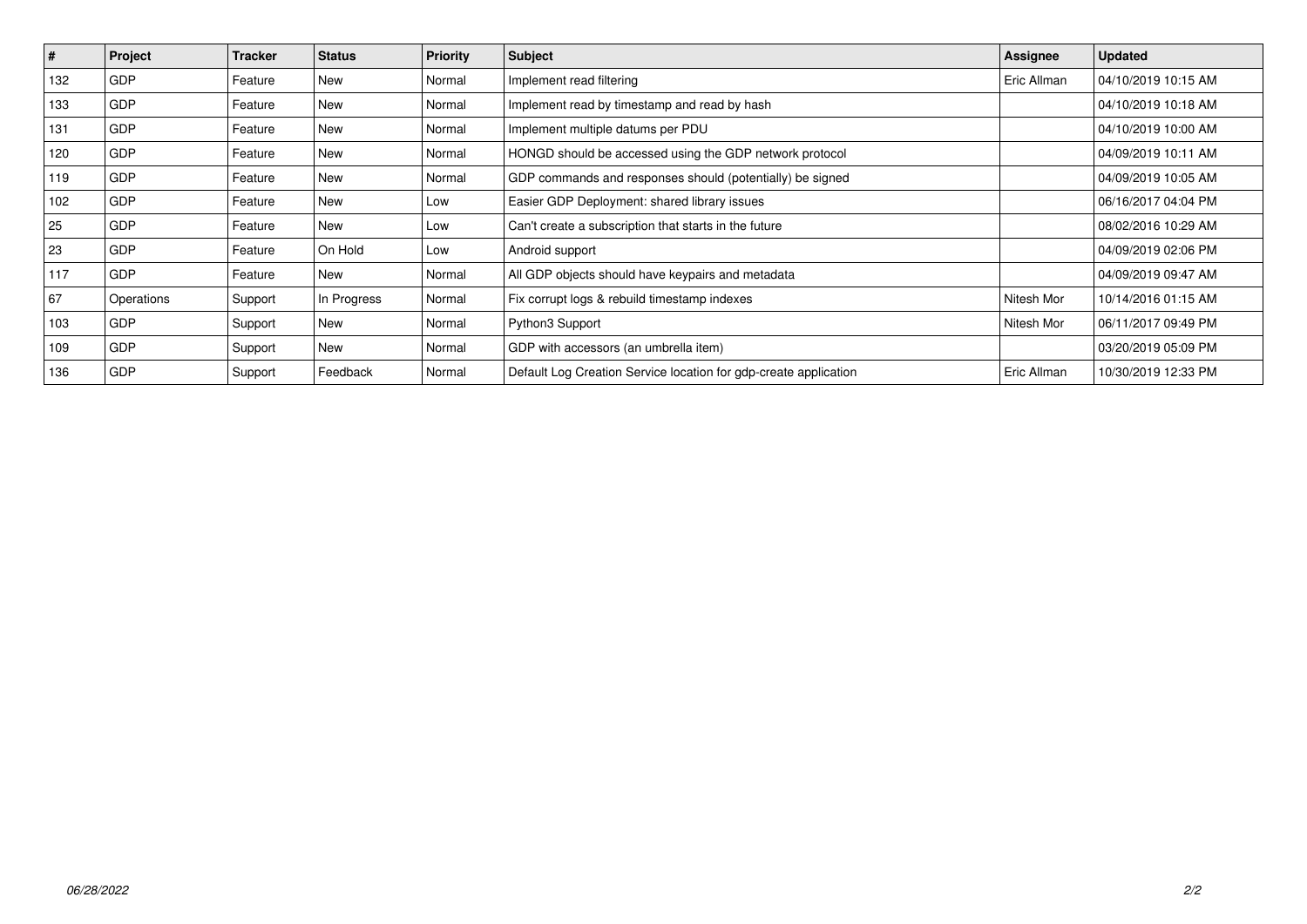| # | Project | Tracker | Status | Priority | Subject | Assignee | Updated |
|---|---|---|---|---|---|---|---|
| 132 | GDP | Feature | New | Normal | Implement read filtering | Eric Allman | 04/10/2019 10:15 AM |
| 133 | GDP | Feature | New | Normal | Implement read by timestamp and read by hash | | 04/10/2019 10:18 AM |
| 131 | GDP | Feature | New | Normal | Implement multiple datums per PDU | | 04/10/2019 10:00 AM |
| 120 | GDP | Feature | New | Normal | HONGD should be accessed using the GDP network protocol | | 04/09/2019 10:11 AM |
| 119 | GDP | Feature | New | Normal | GDP commands and responses should (potentially) be signed | | 04/09/2019 10:05 AM |
| 102 | GDP | Feature | New | Low | Easier GDP Deployment: shared library issues | | 06/16/2017 04:04 PM |
| 25 | GDP | Feature | New | Low | Can't create a subscription that starts in the future | | 08/02/2016 10:29 AM |
| 23 | GDP | Feature | On Hold | Low | Android support | | 04/09/2019 02:06 PM |
| 117 | GDP | Feature | New | Normal | All GDP objects should have keypairs and metadata | | 04/09/2019 09:47 AM |
| 67 | Operations | Support | In Progress | Normal | Fix corrupt logs & rebuild timestamp indexes | Nitesh Mor | 10/14/2016 01:15 AM |
| 103 | GDP | Support | New | Normal | Python3 Support | Nitesh Mor | 06/11/2017 09:49 PM |
| 109 | GDP | Support | New | Normal | GDP with accessors (an umbrella item) | | 03/20/2019 05:09 PM |
| 136 | GDP | Support | Feedback | Normal | Default Log Creation Service location for gdp-create application | Eric Allman | 10/30/2019 12:33 PM |